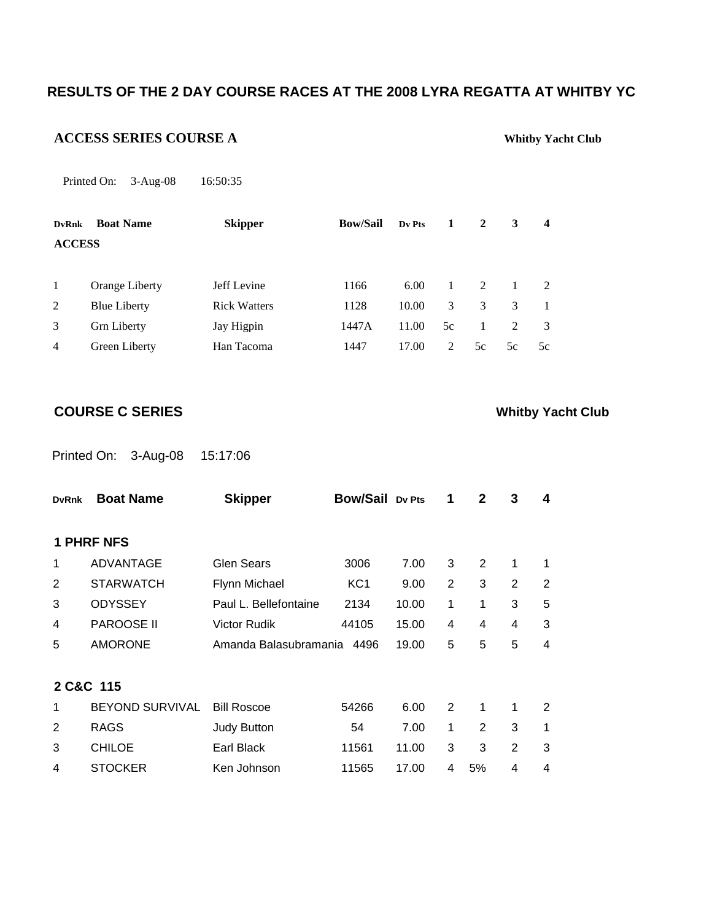# RESULTS OF THE 2 DAY COURSE RACES AT THE 2008 LYRA REGATTA AT WHITBY YC

## ACCESS SERIES COURSE A

**Whitby Yacht Club**

Printed On: 3-Aug-08 16:50:35

| DvRnk | Boat Name | Skipper | Bow/Sail | Dv Pts | 1 | 2 | 3 | 4 |
|---|---|---|---|---|---|---|---|---|
| **ACCESS** | | | | | | | | |
| 1 | Orange Liberty | Jeff Levine | 1166 | 6.00 | 1 | 2 | 1 | 2 |
| 2 | Blue Liberty | Rick Watters | 1128 | 10.00 | 3 | 3 | 3 | 1 |
| 3 | Grn Liberty | Jay Higpin | 1447A | 11.00 | 5c | 1 | 2 | 3 |
| 4 | Green Liberty | Han Tacoma | 1447 | 17.00 | 2 | 5c | 5c | 5c |

## COURSE C SERIES

**Whitby Yacht Club**

Printed On: 3-Aug-08 15:17:06

| DvRnk | Boat Name | Skipper | Bow/Sail | Dv Pts | 1 | 2 | 3 | 4 |
|---|---|---|---|---|---|---|---|---|
| **1 PHRF NFS** | | | | | | | | |
| 1 | ADVANTAGE | Glen Sears | 3006 | 7.00 | 3 | 2 | 1 | 1 |
| 2 | STARWATCH | Flynn Michael | KC1 | 9.00 | 2 | 3 | 2 | 2 |
| 3 | ODYSSEY | Paul L. Bellefontaine | 2134 | 10.00 | 1 | 1 | 3 | 5 |
| 4 | PAROOSE II | Victor Rudik | 44105 | 15.00 | 4 | 4 | 4 | 3 |
| 5 | AMORONE | Amanda Balasubramania | 4496 | 19.00 | 5 | 5 | 5 | 4 |
| **2 C&C 115** | | | | | | | | |
| 1 | BEYOND SURVIVAL | Bill Roscoe | 54266 | 6.00 | 2 | 1 | 1 | 2 |
| 2 | RAGS | Judy Button | 54 | 7.00 | 1 | 2 | 3 | 1 |
| 3 | CHILOE | Earl Black | 11561 | 11.00 | 3 | 3 | 2 | 3 |
| 4 | STOCKER | Ken Johnson | 11565 | 17.00 | 4 | 5% | 4 | 4 |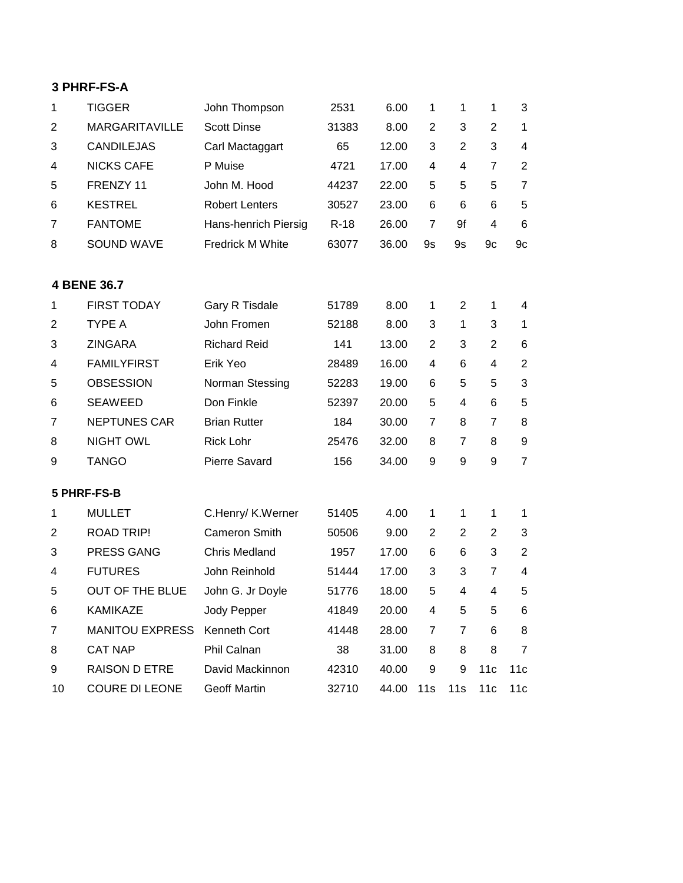**3 PHRF-FS-A**

| | | | | | | | | |
|---|---|---|---|---|---|---|---|---|
| 1 | TIGGER | John Thompson | 2531 | 6.00 | 1 | 1 | 1 | 3 |
| 2 | MARGARITAVILLE | Scott Dinse | 31383 | 8.00 | 2 | 3 | 2 | 1 |
| 3 | CANDILEJAS | Carl Mactaggart | 65 | 12.00 | 3 | 2 | 3 | 4 |
| 4 | NICKS CAFE | P Muise | 4721 | 17.00 | 4 | 4 | 7 | 2 |
| 5 | FRENZY 11 | John M. Hood | 44237 | 22.00 | 5 | 5 | 5 | 7 |
| 6 | KESTREL | Robert Lenters | 30527 | 23.00 | 6 | 6 | 6 | 5 |
| 7 | FANTOME | Hans-henrich Piersig | R-18 | 26.00 | 7 | 9f | 4 | 6 |
| 8 | SOUND WAVE | Fredrick M White | 63077 | 36.00 | 9s | 9s | 9c | 9c |

**4 BENE 36.7**

| | | | | | | | | |
|---|---|---|---|---|---|---|---|---|
| 1 | FIRST TODAY | Gary R Tisdale | 51789 | 8.00 | 1 | 2 | 1 | 4 |
| 2 | TYPE A | John Fromen | 52188 | 8.00 | 3 | 1 | 3 | 1 |
| 3 | ZINGARA | Richard Reid | 141 | 13.00 | 2 | 3 | 2 | 6 |
| 4 | FAMILYFIRST | Erik Yeo | 28489 | 16.00 | 4 | 6 | 4 | 2 |
| 5 | OBSESSION | Norman Stessing | 52283 | 19.00 | 6 | 5 | 5 | 3 |
| 6 | SEAWEED | Don Finkle | 52397 | 20.00 | 5 | 4 | 6 | 5 |
| 7 | NEPTUNES CAR | Brian Rutter | 184 | 30.00 | 7 | 8 | 7 | 8 |
| 8 | NIGHT OWL | Rick Lohr | 25476 | 32.00 | 8 | 7 | 8 | 9 |
| 9 | TANGO | Pierre Savard | 156 | 34.00 | 9 | 9 | 9 | 7 |

**5 PHRF-FS-B**

| | | | | | | | | |
|---|---|---|---|---|---|---|---|---|
| 1 | MULLET | C.Henry/ K.Werner | 51405 | 4.00 | 1 | 1 | 1 | 1 |
| 2 | ROAD TRIP! | Cameron Smith | 50506 | 9.00 | 2 | 2 | 2 | 3 |
| 3 | PRESS GANG | Chris Medland | 1957 | 17.00 | 6 | 6 | 3 | 2 |
| 4 | FUTURES | John Reinhold | 51444 | 17.00 | 3 | 3 | 7 | 4 |
| 5 | OUT OF THE BLUE | John G. Jr Doyle | 51776 | 18.00 | 5 | 4 | 4 | 5 |
| 6 | KAMIKAZE | Jody Pepper | 41849 | 20.00 | 4 | 5 | 5 | 6 |
| 7 | MANITOU EXPRESS | Kenneth Cort | 41448 | 28.00 | 7 | 7 | 6 | 8 |
| 8 | CAT NAP | Phil Calnan | 38 | 31.00 | 8 | 8 | 8 | 7 |
| 9 | RAISON D ETRE | David Mackinnon | 42310 | 40.00 | 9 | 9 | 11c | 11c |
| 10 | COURE DI LEONE | Geoff Martin | 32710 | 44.00 | 11s | 11s | 11c | 11c |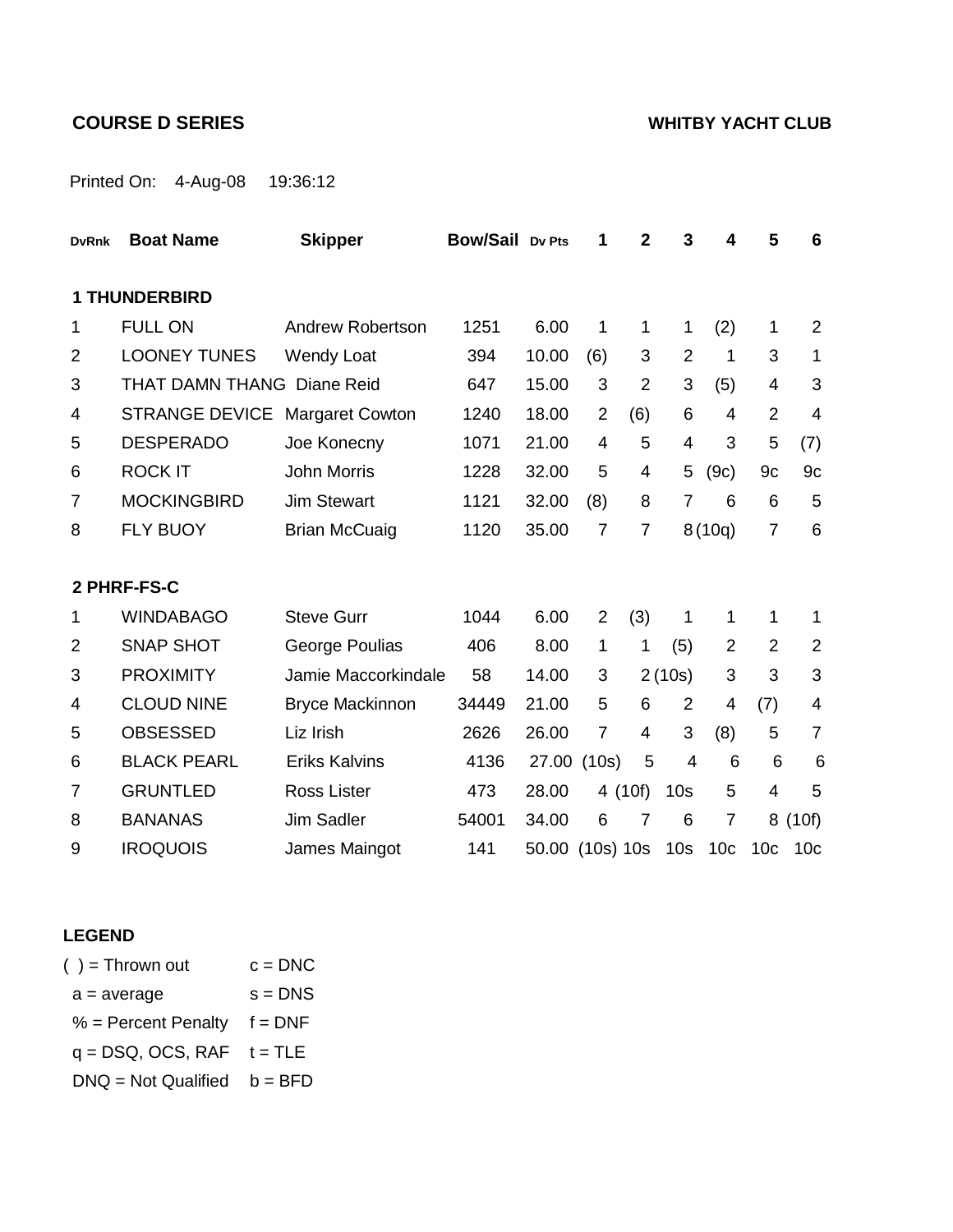**COURSE D SERIES** **WHITBY YACHT CLUB**

Printed On: 4-Aug-08 19:36:12

| DvRnk | Boat Name | Skipper | Bow/Sail | Dv Pts | 1 | 2 | 3 | 4 | 5 | 6 |
|---|---|---|---|---|---|---|---|---|---|---|
| **1 THUNDERBIRD** | | | | | | | | | | |
| 1 | FULL ON | Andrew Robertson | 1251 | 6.00 | 1 | 1 | 1 | (2) | 1 | 2 |
| 2 | LOONEY TUNES | Wendy Loat | 394 | 10.00 | (6) | 3 | 2 | 1 | 3 | 1 |
| 3 | THAT DAMN THANG | Diane Reid | 647 | 15.00 | 3 | 2 | 3 | (5) | 4 | 3 |
| 4 | STRANGE DEVICE | Margaret Cowton | 1240 | 18.00 | 2 | (6) | 6 | 4 | 2 | 4 |
| 5 | DESPERADO | Joe Konecny | 1071 | 21.00 | 4 | 5 | 4 | 3 | 5 | (7) |
| 6 | ROCK IT | John Morris | 1228 | 32.00 | 5 | 4 | 5 | (9c) | 9c | 9c |
| 7 | MOCKINGBIRD | Jim Stewart | 1121 | 32.00 | (8) | 8 | 7 | 6 | 6 | 5 |
| 8 | FLY BUOY | Brian McCuaig | 1120 | 35.00 | 7 | 7 | 8 | (10q) | 7 | 6 |
| **2 PHRF-FS-C** | | | | | | | | | | |
| 1 | WINDABAGO | Steve Gurr | 1044 | 6.00 | 2 | (3) | 1 | 1 | 1 | 1 |
| 2 | SNAP SHOT | George Poulias | 406 | 8.00 | 1 | 1 | (5) | 2 | 2 | 2 |
| 3 | PROXIMITY | Jamie Maccorkindale | 58 | 14.00 | 3 | 2 | (10s) | 3 | 3 | 3 |
| 4 | CLOUD NINE | Bryce Mackinnon | 34449 | 21.00 | 5 | 6 | 2 | 4 | (7) | 4 |
| 5 | OBSESSED | Liz Irish | 2626 | 26.00 | 7 | 4 | 3 | (8) | 5 | 7 |
| 6 | BLACK PEARL | Eriks Kalvins | 4136 | 27.00 | (10s) | 5 | 4 | 6 | 6 | 6 |
| 7 | GRUNTLED | Ross Lister | 473 | 28.00 | 4 | (10f) | 10s | 5 | 4 | 5 |
| 8 | BANANAS | Jim Sadler | 54001 | 34.00 | 6 | 7 | 6 | 7 | 8 | (10f) |
| 9 | IROQUOIS | James Maingot | 141 | 50.00 | (10s) | 10s | 10s | 10c | 10c | 10c |

**LEGEND**

| | |
|---|---|
| ( ) = Thrown out | c = DNC |
| a = average | s = DNS |
| % = Percent Penalty | f = DNF |
| q = DSQ, OCS, RAF | t = TLE |
| DNQ = Not Qualified | b = BFD |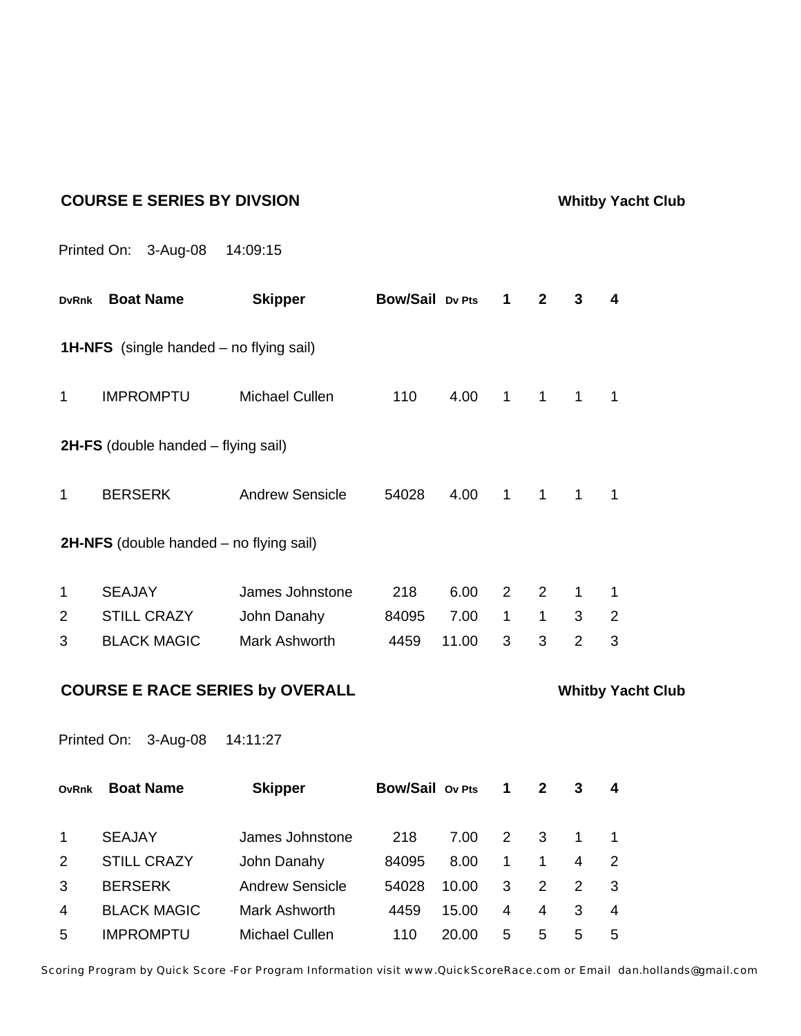## COURSE E SERIES BY DIVSION

**Whitby Yacht Club**

Printed On: 3-Aug-08 14:09:15

| DvRnk | Boat Name | Skipper | Bow/Sail | Dv Pts | 1 | 2 | 3 | 4 |
|---|---|---|---|---|---|---|---|---|
| **1H-NFS** (single handed – no flying sail) | | | | | | | | |
| 1 | IMPROMPTU | Michael Cullen | 110 | 4.00 | 1 | 1 | 1 | 1 |
| **2H-FS** (double handed – flying sail) | | | | | | | | |
| 1 | BERSERK | Andrew Sensicle | 54028 | 4.00 | 1 | 1 | 1 | 1 |
| **2H-NFS** (double handed – no flying sail) | | | | | | | | |
| 1 | SEAJAY | James Johnstone | 218 | 6.00 | 2 | 2 | 1 | 1 |
| 2 | STILL CRAZY | John Danahy | 84095 | 7.00 | 1 | 1 | 3 | 2 |
| 3 | BLACK MAGIC | Mark Ashworth | 4459 | 11.00 | 3 | 3 | 2 | 3 |

## COURSE E RACE SERIES by OVERALL

**Whitby Yacht Club**

Printed On: 3-Aug-08 14:11:27

| OvRnk | Boat Name | Skipper | Bow/Sail | Ov Pts | 1 | 2 | 3 | 4 |
|---|---|---|---|---|---|---|---|---|
| 1 | SEAJAY | James Johnstone | 218 | 7.00 | 2 | 3 | 1 | 1 |
| 2 | STILL CRAZY | John Danahy | 84095 | 8.00 | 1 | 1 | 4 | 2 |
| 3 | BERSERK | Andrew Sensicle | 54028 | 10.00 | 3 | 2 | 2 | 3 |
| 4 | BLACK MAGIC | Mark Ashworth | 4459 | 15.00 | 4 | 4 | 3 | 4 |
| 5 | IMPROMPTU | Michael Cullen | 110 | 20.00 | 5 | 5 | 5 | 5 |

Scoring Program by Quick Score -For Program Information visit www.QuickScoreRace.com or Email dan.hollands@gmail.com